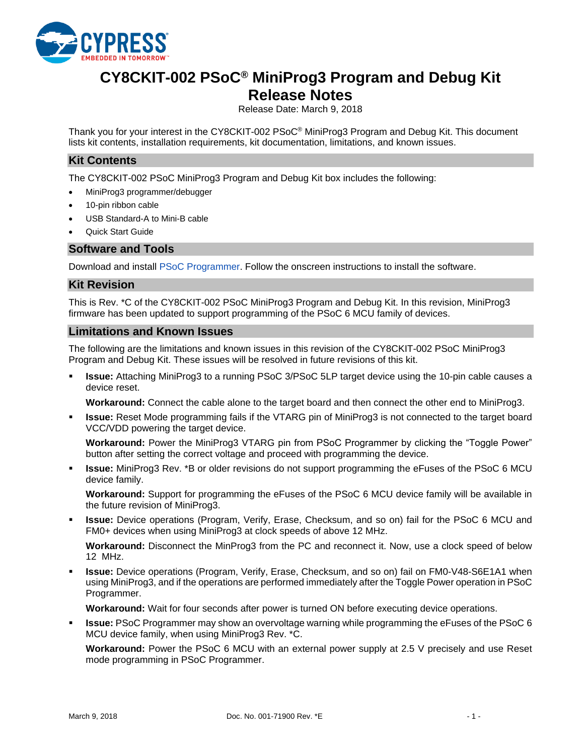# CY8CKIT-002 PSoC® MiniProg3 Program and Debug Kit Release Notes

Release Date: March 9, 2018

Thank you for your interest in the CY8CKIT-002 PSoC® MiniProg3 Program and Debug Kit. This document lists kit contents, installation requirements, kit documentation, limitations, and known issues.

## Kit Contents

The CY8CKIT-002 PSoC MiniProg3 Program and Debug Kit box includes the following:

- MiniProg3 programmer/debugger
- 10-pin ribbon cable
- USB Standard-A to Mini-B cable
- Quick Start Guide

## Software and Tools

Download and install PSoC Programmer. Follow the onscreen instructions to install the software.

## Kit Revision

This is Rev. *C of the CY8CKIT-002 PSoC MiniProg3 Program and Debug Kit. In this revision, MiniProg3 firmware has been updated to support programming of the PSoC 6 MCU family of devices.

## Limitations and Known Issues

The following are the limitations and known issues in this revision of the CY8CKIT-002 PSoC MiniProg3 Program and Debug Kit. These issues will be resolved in future revisions of this kit.

- **Issue:** Attaching MiniProg3 to a running PSoC 3/PSoC 5LP target device using the 10-pin cable causes a device reset.

  **Workaround:** Connect the cable alone to the target board and then connect the other end to MiniProg3.

- **Issue:** Reset Mode programming fails if the VTARG pin of MiniProg3 is not connected to the target board VCC/VDD powering the target device.

  **Workaround:** Power the MiniProg3 VTARG pin from PSoC Programmer by clicking the "Toggle Power" button after setting the correct voltage and proceed with programming the device.

- **Issue:** MiniProg3 Rev. *B or older revisions do not support programming the eFuses of the PSoC 6 MCU device family.

  **Workaround:** Support for programming the eFuses of the PSoC 6 MCU device family will be available in the future revision of MiniProg3.

- **Issue:** Device operations (Program, Verify, Erase, Checksum, and so on) fail for the PSoC 6 MCU and FM0+ devices when using MiniProg3 at clock speeds of above 12 MHz.

  **Workaround:** Disconnect the MinProg3 from the PC and reconnect it. Now, use a clock speed of below 12 MHz.

- **Issue:** Device operations (Program, Verify, Erase, Checksum, and so on) fail on FM0-V48-S6E1A1 when using MiniProg3, and if the operations are performed immediately after the Toggle Power operation in PSoC Programmer.

  **Workaround:** Wait for four seconds after power is turned ON before executing device operations.

- **Issue:** PSoC Programmer may show an overvoltage warning while programming the eFuses of the PSoC 6 MCU device family, when using MiniProg3 Rev. *C.

  **Workaround:** Power the PSoC 6 MCU with an external power supply at 2.5 V precisely and use Reset mode programming in PSoC Programmer.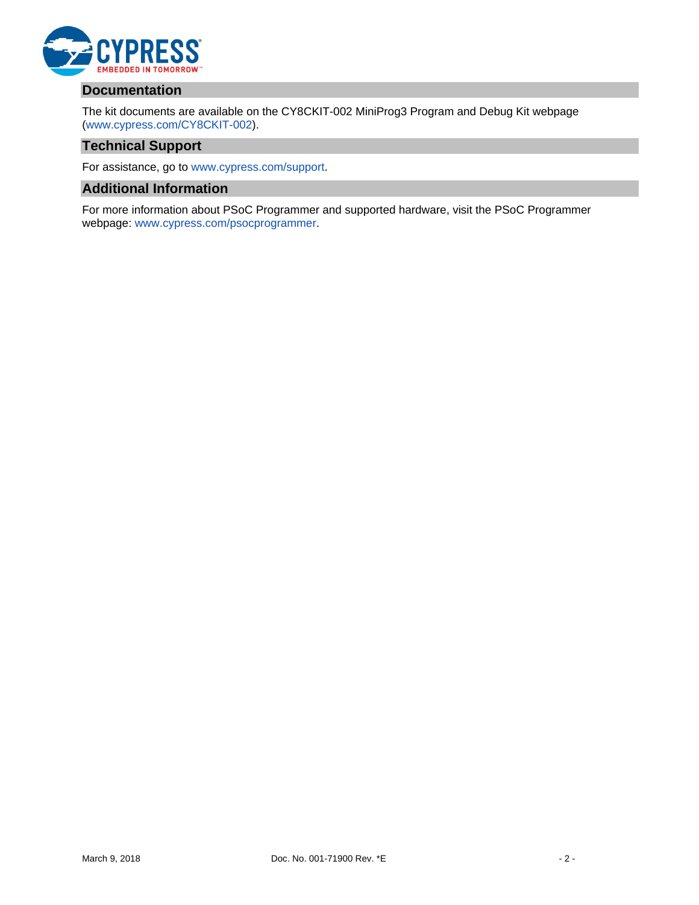## Documentation

The kit documents are available on the CY8CKIT-002 MiniProg3 Program and Debug Kit webpage (www.cypress.com/CY8CKIT-002).

## Technical Support

For assistance, go to www.cypress.com/support.

## Additional Information

For more information about PSoC Programmer and supported hardware, visit the PSoC Programmer webpage: www.cypress.com/psocprogrammer.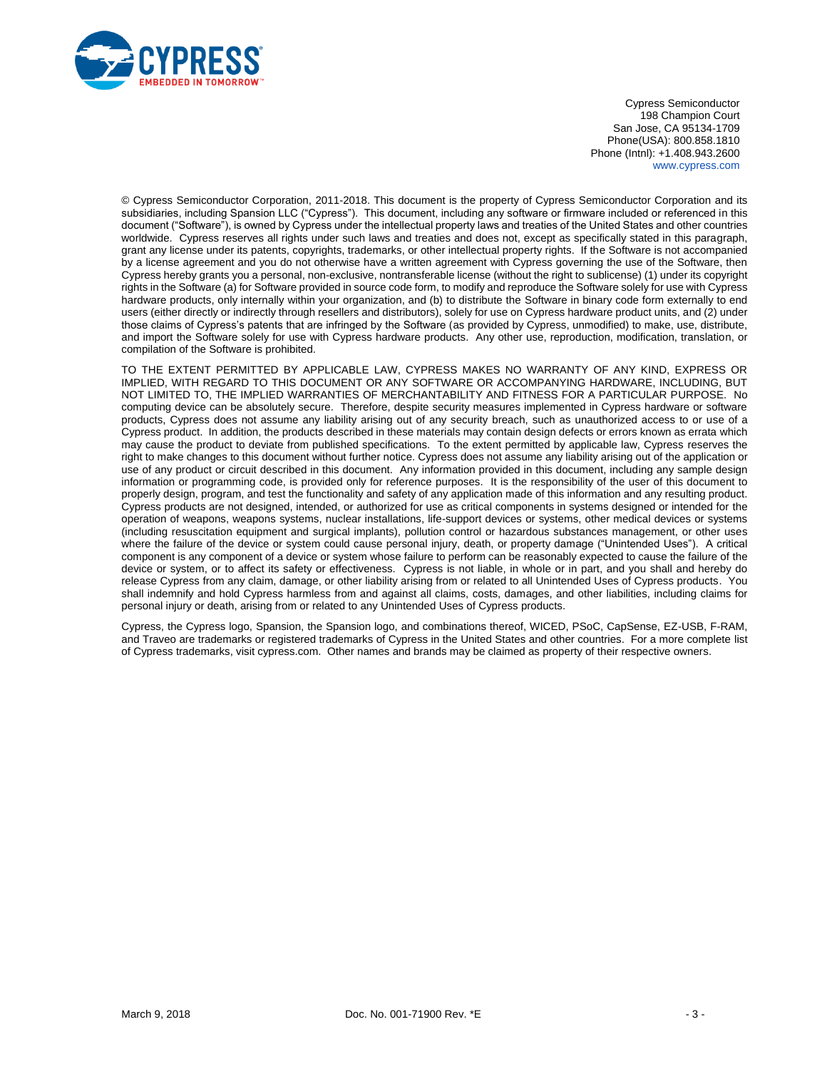Cypress Semiconductor
198 Champion Court
San Jose, CA 95134-1709
Phone(USA): 800.858.1810
Phone (Intnl): +1.408.943.2600
www.cypress.com

© Cypress Semiconductor Corporation, 2011-2018. This document is the property of Cypress Semiconductor Corporation and its subsidiaries, including Spansion LLC ("Cypress"). This document, including any software or firmware included or referenced in this document ("Software"), is owned by Cypress under the intellectual property laws and treaties of the United States and other countries worldwide. Cypress reserves all rights under such laws and treaties and does not, except as specifically stated in this paragraph, grant any license under its patents, copyrights, trademarks, or other intellectual property rights. If the Software is not accompanied by a license agreement and you do not otherwise have a written agreement with Cypress governing the use of the Software, then Cypress hereby grants you a personal, non-exclusive, nontransferable license (without the right to sublicense) (1) under its copyright rights in the Software (a) for Software provided in source code form, to modify and reproduce the Software solely for use with Cypress hardware products, only internally within your organization, and (b) to distribute the Software in binary code form externally to end users (either directly or indirectly through resellers and distributors), solely for use on Cypress hardware product units, and (2) under those claims of Cypress's patents that are infringed by the Software (as provided by Cypress, unmodified) to make, use, distribute, and import the Software solely for use with Cypress hardware products. Any other use, reproduction, modification, translation, or compilation of the Software is prohibited.

TO THE EXTENT PERMITTED BY APPLICABLE LAW, CYPRESS MAKES NO WARRANTY OF ANY KIND, EXPRESS OR IMPLIED, WITH REGARD TO THIS DOCUMENT OR ANY SOFTWARE OR ACCOMPANYING HARDWARE, INCLUDING, BUT NOT LIMITED TO, THE IMPLIED WARRANTIES OF MERCHANTABILITY AND FITNESS FOR A PARTICULAR PURPOSE. No computing device can be absolutely secure. Therefore, despite security measures implemented in Cypress hardware or software products, Cypress does not assume any liability arising out of any security breach, such as unauthorized access to or use of a Cypress product. In addition, the products described in these materials may contain design defects or errors known as errata which may cause the product to deviate from published specifications. To the extent permitted by applicable law, Cypress reserves the right to make changes to this document without further notice. Cypress does not assume any liability arising out of the application or use of any product or circuit described in this document. Any information provided in this document, including any sample design information or programming code, is provided only for reference purposes. It is the responsibility of the user of this document to properly design, program, and test the functionality and safety of any application made of this information and any resulting product. Cypress products are not designed, intended, or authorized for use as critical components in systems designed or intended for the operation of weapons, weapons systems, nuclear installations, life-support devices or systems, other medical devices or systems (including resuscitation equipment and surgical implants), pollution control or hazardous substances management, or other uses where the failure of the device or system could cause personal injury, death, or property damage ("Unintended Uses"). A critical component is any component of a device or system whose failure to perform can be reasonably expected to cause the failure of the device or system, or to affect its safety or effectiveness. Cypress is not liable, in whole or in part, and you shall and hereby do release Cypress from any claim, damage, or other liability arising from or related to all Unintended Uses of Cypress products. You shall indemnify and hold Cypress harmless from and against all claims, costs, damages, and other liabilities, including claims for personal injury or death, arising from or related to any Unintended Uses of Cypress products.

Cypress, the Cypress logo, Spansion, the Spansion logo, and combinations thereof, WICED, PSoC, CapSense, EZ-USB, F-RAM, and Traveo are trademarks or registered trademarks of Cypress in the United States and other countries. For a more complete list of Cypress trademarks, visit cypress.com. Other names and brands may be claimed as property of their respective owners.